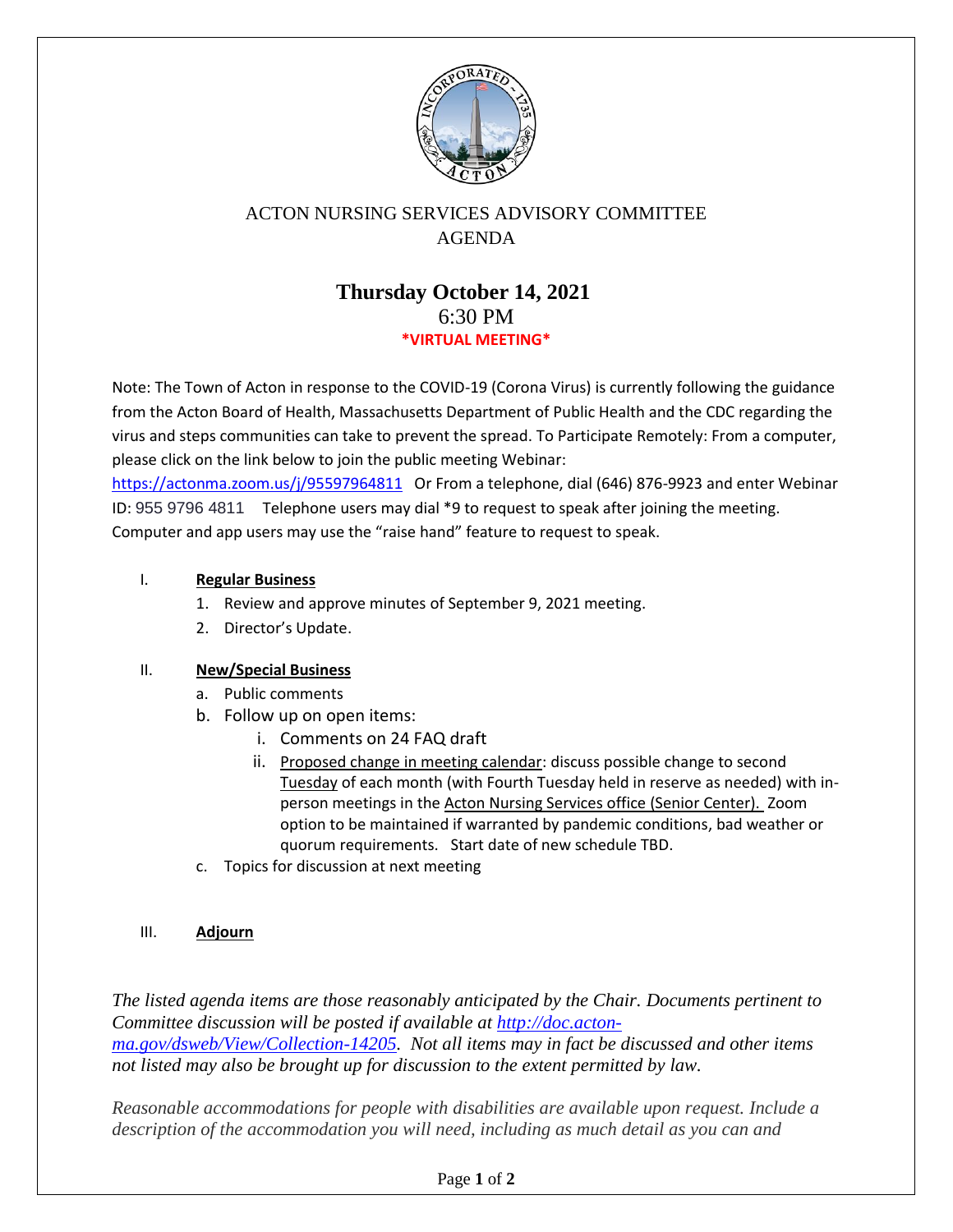# ACTON NURSING SERVICES ADVISORY COMMITTEE
## AGENDA

## Thursday October 14, 2021
6:30 PM
**\*VIRTUAL MEETING\***

Note: The Town of Acton in response to the COVID-19 (Corona Virus) is currently following the guidance from the Acton Board of Health, Massachusetts Department of Public Health and the CDC regarding the virus and steps communities can take to prevent the spread. To Participate Remotely: From a computer, please click on the link below to join the public meeting Webinar: https://actonma.zoom.us/j/95597964811 Or From a telephone, dial (646) 876-9923 and enter Webinar ID: 955 9796 4811 Telephone users may dial *9 to request to speak after joining the meeting. Computer and app users may use the "raise hand" feature to request to speak.

I. **Regular Business**
   1. Review and approve minutes of September 9, 2021 meeting.
   2. Director's Update.

II. **New/Special Business**
   a. Public comments
   b. Follow up on open items:
      i. Comments on 24 FAQ draft
      ii. Proposed change in meeting calendar: discuss possible change to second Tuesday of each month (with Fourth Tuesday held in reserve as needed) with in-person meetings in the Acton Nursing Services office (Senior Center). Zoom option to be maintained if warranted by pandemic conditions, bad weather or quorum requirements. Start date of new schedule TBD.
   c. Topics for discussion at next meeting

III. **Adjourn**

*The listed agenda items are those reasonably anticipated by the Chair. Documents pertinent to Committee discussion will be posted if available at http://doc.acton-ma.gov/dsweb/View/Collection-14205. Not all items may in fact be discussed and other items not listed may also be brought up for discussion to the extent permitted by law.*

*Reasonable accommodations for people with disabilities are available upon request. Include a description of the accommodation you will need, including as much detail as you can and*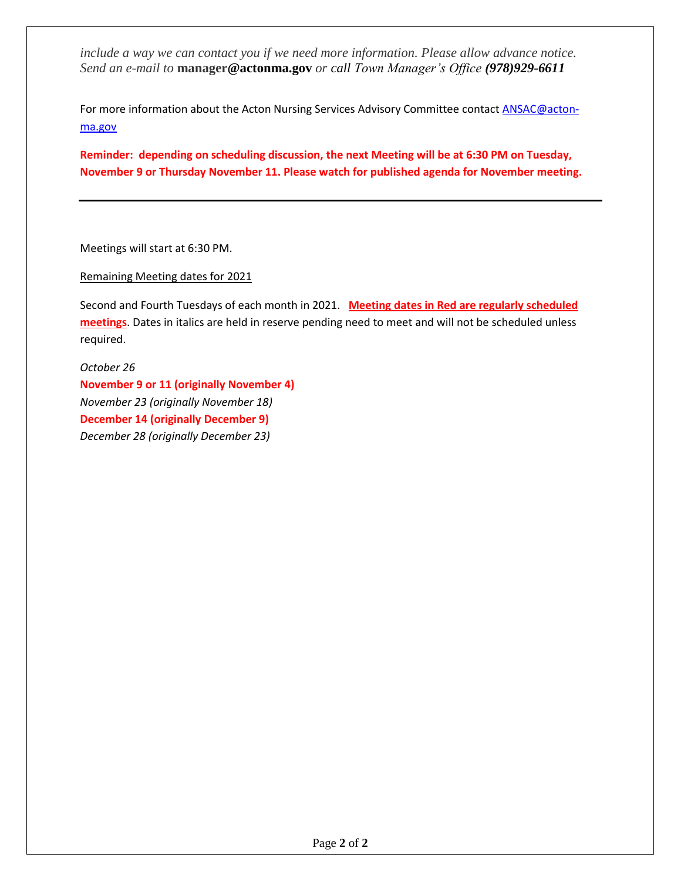*include a way we can contact you if we need more information. Please allow advance notice. Send an e-mail to* **manager@actonma.gov** *or call Town Manager's Office* ***(978)929-6611***

For more information about the Acton Nursing Services Advisory Committee contact [ANSAC@acton-ma.gov](mailto:ANSAC@acton-ma.gov)

**Reminder: depending on scheduling discussion, the next Meeting will be at 6:30 PM on Tuesday, November 9 or Thursday November 11. Please watch for published agenda for November meeting.**

---

Meetings will start at 6:30 PM.

Remaining Meeting dates for 2021

Second and Fourth Tuesdays of each month in 2021. **Meeting dates in Red are regularly scheduled meetings**. Dates in italics are held in reserve pending need to meet and will not be scheduled unless required.

*October 26*
**November 9 or 11 (originally November 4)**
*November 23 (originally November 18)*
**December 14 (originally December 9)**
*December 28 (originally December 23)*